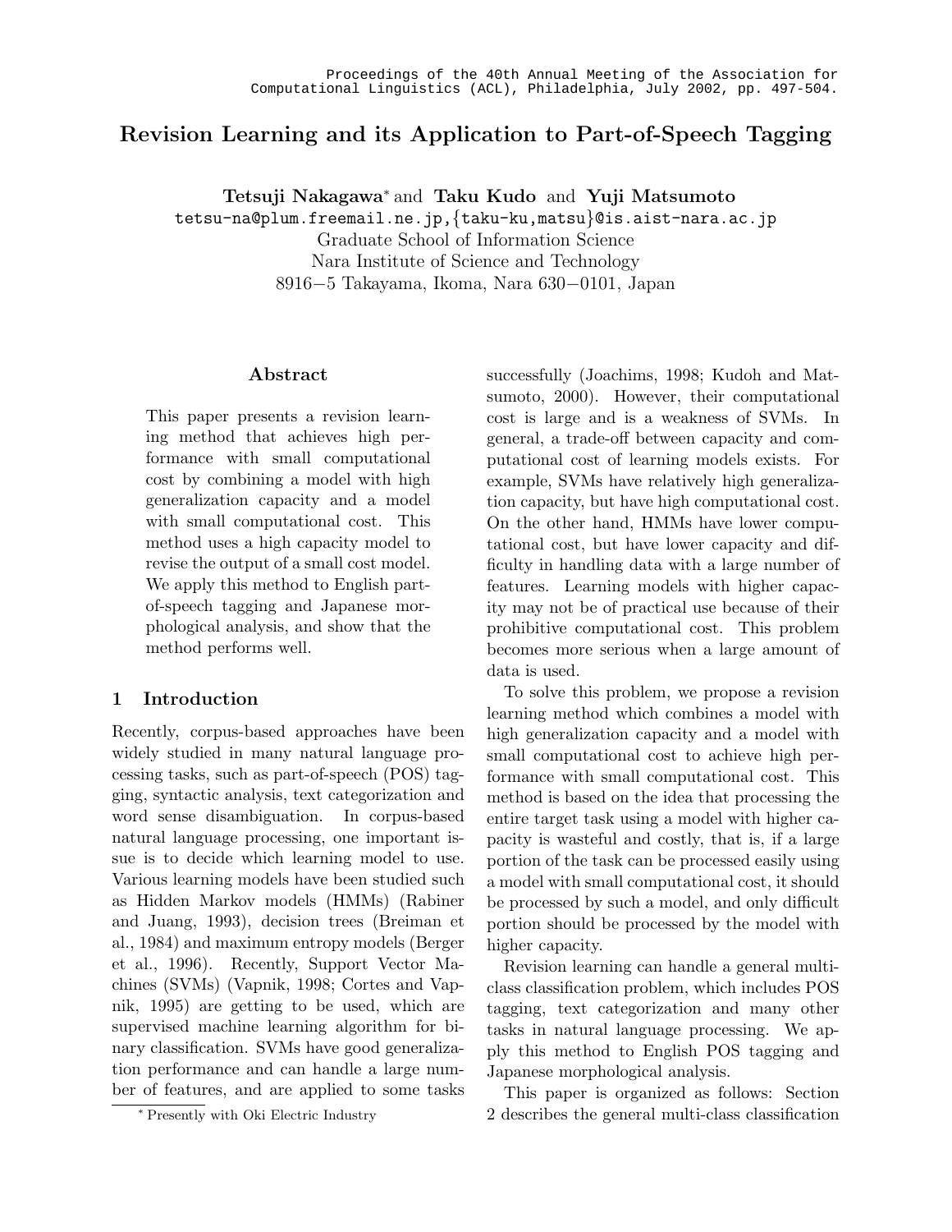Proceedings of the 40th Annual Meeting of the Association for Computational Linguistics (ACL), Philadelphia, July 2002, pp. 497-504.

# Revision Learning and its Application to Part-of-Speech Tagging

**Tetsuji Nakagawa**[*] and **Taku Kudo** and **Yuji Matsumoto**

tetsu-na@plum.freemail.ne.jp,{taku-ku,matsu}@is.aist-nara.ac.jp

Graduate School of Information Science

Nara Institute of Science and Technology

8916−5 Takayama, Ikoma, Nara 630−0101, Japan

## Abstract

This paper presents a revision learning method that achieves high performance with small computational cost by combining a model with high generalization capacity and a model with small computational cost. This method uses a high capacity model to revise the output of a small cost model. We apply this method to English part-of-speech tagging and Japanese morphological analysis, and show that the method performs well.

## 1 Introduction

Recently, corpus-based approaches have been widely studied in many natural language processing tasks, such as part-of-speech (POS) tagging, syntactic analysis, text categorization and word sense disambiguation. In corpus-based natural language processing, one important issue is to decide which learning model to use. Various learning models have been studied such as Hidden Markov models (HMMs) (Rabiner and Juang, 1993), decision trees (Breiman et al., 1984) and maximum entropy models (Berger et al., 1996). Recently, Support Vector Machines (SVMs) (Vapnik, 1998; Cortes and Vapnik, 1995) are getting to be used, which are supervised machine learning algorithm for binary classification. SVMs have good generalization performance and can handle a large number of features, and are applied to some tasks successfully (Joachims, 1998; Kudoh and Matsumoto, 2000). However, their computational cost is large and is a weakness of SVMs. In general, a trade-off between capacity and computational cost of learning models exists. For example, SVMs have relatively high generalization capacity, but have high computational cost. On the other hand, HMMs have lower computational cost, but have lower capacity and difficulty in handling data with a large number of features. Learning models with higher capacity may not be of practical use because of their prohibitive computational cost. This problem becomes more serious when a large amount of data is used.

To solve this problem, we propose a revision learning method which combines a model with high generalization capacity and a model with small computational cost to achieve high performance with small computational cost. This method is based on the idea that processing the entire target task using a model with higher capacity is wasteful and costly, that is, if a large portion of the task can be processed easily using a model with small computational cost, it should be processed by such a model, and only difficult portion should be processed by the model with higher capacity.

Revision learning can handle a general multi-class classification problem, which includes POS tagging, text categorization and many other tasks in natural language processing. We apply this method to English POS tagging and Japanese morphological analysis.

This paper is organized as follows: Section 2 describes the general multi-class classification

[*] Presently with Oki Electric Industry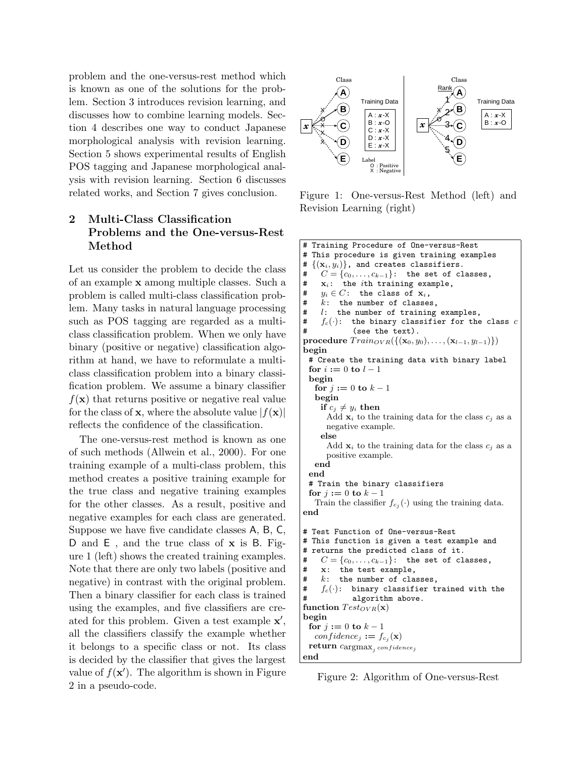problem and the one-versus-rest method which is known as one of the solutions for the problem. Section 3 introduces revision learning, and discusses how to combine learning models. Section 4 describes one way to conduct Japanese morphological analysis with revision learning. Section 5 shows experimental results of English POS tagging and Japanese morphological analysis with revision learning. Section 6 discusses related works, and Section 7 gives conclusion.

## 2 Multi-Class Classification Problems and the One-versus-Rest Method

Let us consider the problem to decide the class of an example $\mathbf{x}$ among multiple classes. Such a problem is called multi-class classification problem. Many tasks in natural language processing such as POS tagging are regarded as a multi-class classification problem. When we only have binary (positive or negative) classification algorithm at hand, we have to reformulate a multi-class classification problem into a binary classification problem. We assume a binary classifier $f(\mathbf{x})$ that returns positive or negative real value for the class of $\mathbf{x}$, where the absolute value $|f(\mathbf{x})|$ reflects the confidence of the classification.

The one-versus-rest method is known as one of such methods (Allwein et al., 2000). For one training example of a multi-class problem, this method creates a positive training example for the true class and negative training examples for the other classes. As a result, positive and negative examples for each class are generated. Suppose we have five candidate classes A, B, C, D and E , and the true class of $\mathbf{x}$ is B. Figure 1 (left) shows the created training examples. Note that there are only two labels (positive and negative) in contrast with the original problem. Then a binary classifier for each class is trained using the examples, and five classifiers are created for this problem. Given a test example $\mathbf{x}'$, all the classifiers classify the example whether it belongs to a specific class or not. Its class is decided by the classifier that gives the largest value of $f(\mathbf{x}')$. The algorithm is shown in Figure 2 in a pseudo-code.

Figure 1: One-versus-Rest Method (left) and Revision Learning (right)

```
# Training Procedure of One-versus-Rest
# This procedure is given training examples
# {(x_i, y_i)}, and creates classifiers.
#    C = {c_0, ..., c_{k-1}}:  the set of classes,
#    x_i:  the ith training example,
#    y_i ∈ C:  the class of x_i,
#    k:  the number of classes,
#    l:  the number of training examples,
#    f_c(·):  the binary classifier for the class c
#             (see the text).
procedure Train_OVR({(x_0, y_0), ..., (x_{l-1}, y_{l-1})})
begin
  # Create the training data with binary label
  for i := 0 to l - 1
  begin
    for j := 0 to k - 1
    begin
      if c_j ≠ y_i then
        Add x_i to the training data for the class c_j as a
        negative example.
      else
        Add x_i to the training data for the class c_j as a
        positive example.
    end
  end
  # Train the binary classifiers
  for j := 0 to k - 1
    Train the classifier f_{c_j}(·) using the training data.
end

# Test Function of One-versus-Rest
# This function is given a test example and
# returns the predicted class of it.
#    C = {c_0, ..., c_{k-1}}:  the set of classes,
#    x:  the test example,
#    k:  the number of classes,
#    f_c(·):  binary classifier trained with the
#             algorithm above.
function Test_OVR(x)
begin
  for j := 0 to k - 1
    confidence_j := f_{c_j}(x)
  return c_{argmax_j confidence_j}
end
```

Figure 2: Algorithm of One-versus-Rest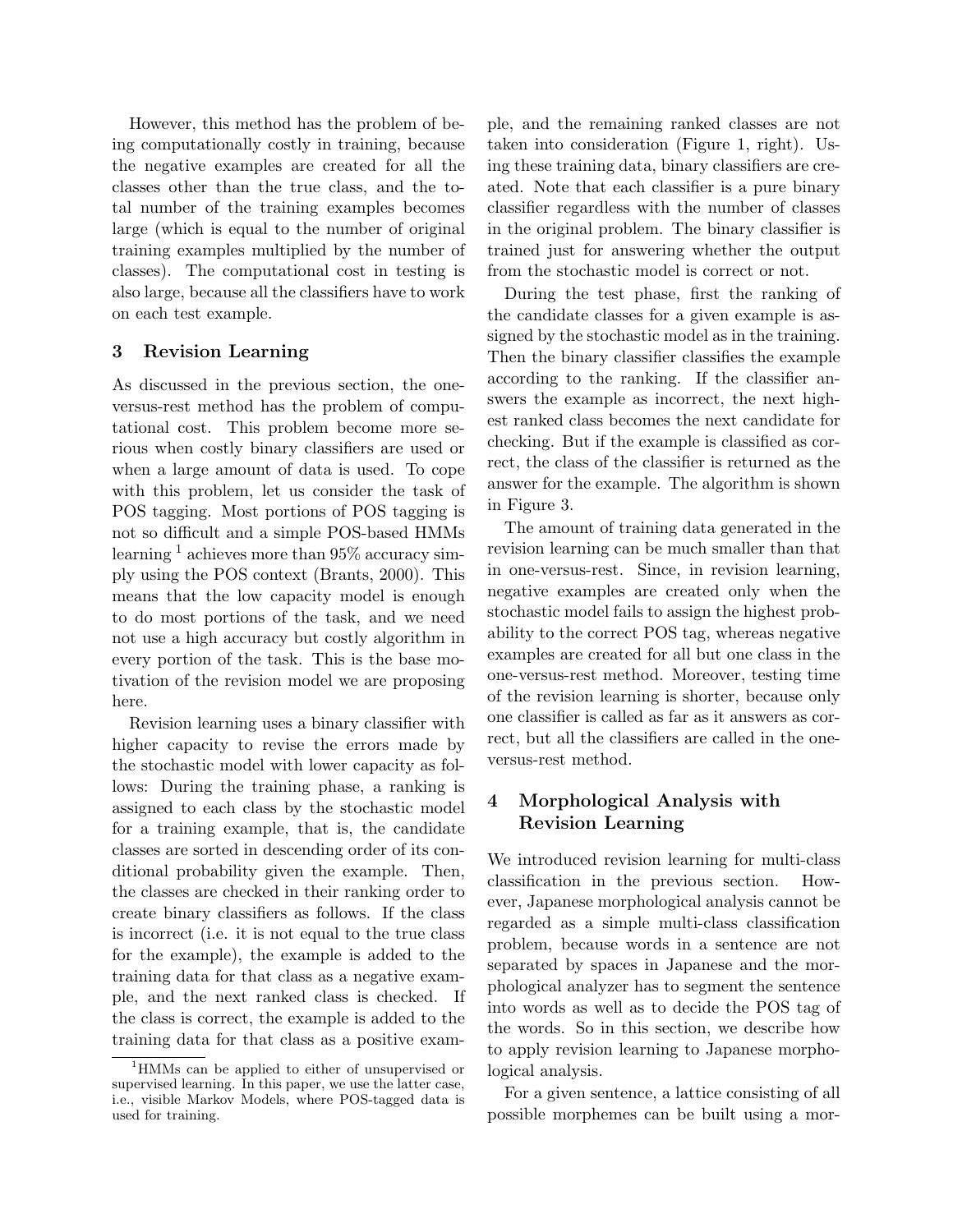However, this method has the problem of being computationally costly in training, because the negative examples are created for all the classes other than the true class, and the total number of the training examples becomes large (which is equal to the number of original training examples multiplied by the number of classes). The computational cost in testing is also large, because all the classifiers have to work on each test example.

## 3 Revision Learning

As discussed in the previous section, the one-versus-rest method has the problem of computational cost. This problem become more serious when costly binary classifiers are used or when a large amount of data is used. To cope with this problem, let us consider the task of POS tagging. Most portions of POS tagging is not so difficult and a simple POS-based HMMs learning [1] achieves more than 95% accuracy simply using the POS context (Brants, 2000). This means that the low capacity model is enough to do most portions of the task, and we need not use a high accuracy but costly algorithm in every portion of the task. This is the base motivation of the revision model we are proposing here.

Revision learning uses a binary classifier with higher capacity to revise the errors made by the stochastic model with lower capacity as follows: During the training phase, a ranking is assigned to each class by the stochastic model for a training example, that is, the candidate classes are sorted in descending order of its conditional probability given the example. Then, the classes are checked in their ranking order to create binary classifiers as follows. If the class is incorrect (i.e. it is not equal to the true class for the example), the example is added to the training data for that class as a negative example, and the next ranked class is checked. If the class is correct, the example is added to the training data for that class as a positive example, and the remaining ranked classes are not taken into consideration (Figure 1, right). Using these training data, binary classifiers are created. Note that each classifier is a pure binary classifier regardless with the number of classes in the original problem. The binary classifier is trained just for answering whether the output from the stochastic model is correct or not.

During the test phase, first the ranking of the candidate classes for a given example is assigned by the stochastic model as in the training. Then the binary classifier classifies the example according to the ranking. If the classifier answers the example as incorrect, the next highest ranked class becomes the next candidate for checking. But if the example is classified as correct, the class of the classifier is returned as the answer for the example. The algorithm is shown in Figure 3.

The amount of training data generated in the revision learning can be much smaller than that in one-versus-rest. Since, in revision learning, negative examples are created only when the stochastic model fails to assign the highest probability to the correct POS tag, whereas negative examples are created for all but one class in the one-versus-rest method. Moreover, testing time of the revision learning is shorter, because only one classifier is called as far as it answers as correct, but all the classifiers are called in the one-versus-rest method.

## 4 Morphological Analysis with Revision Learning

We introduced revision learning for multi-class classification in the previous section. However, Japanese morphological analysis cannot be regarded as a simple multi-class classification problem, because words in a sentence are not separated by spaces in Japanese and the morphological analyzer has to segment the sentence into words as well as to decide the POS tag of the words. So in this section, we describe how to apply revision learning to Japanese morphological analysis.

For a given sentence, a lattice consisting of all possible morphemes can be built using a mor-

[1] HMMs can be applied to either of unsupervised or supervised learning. In this paper, we use the latter case, i.e., visible Markov Models, where POS-tagged data is used for training.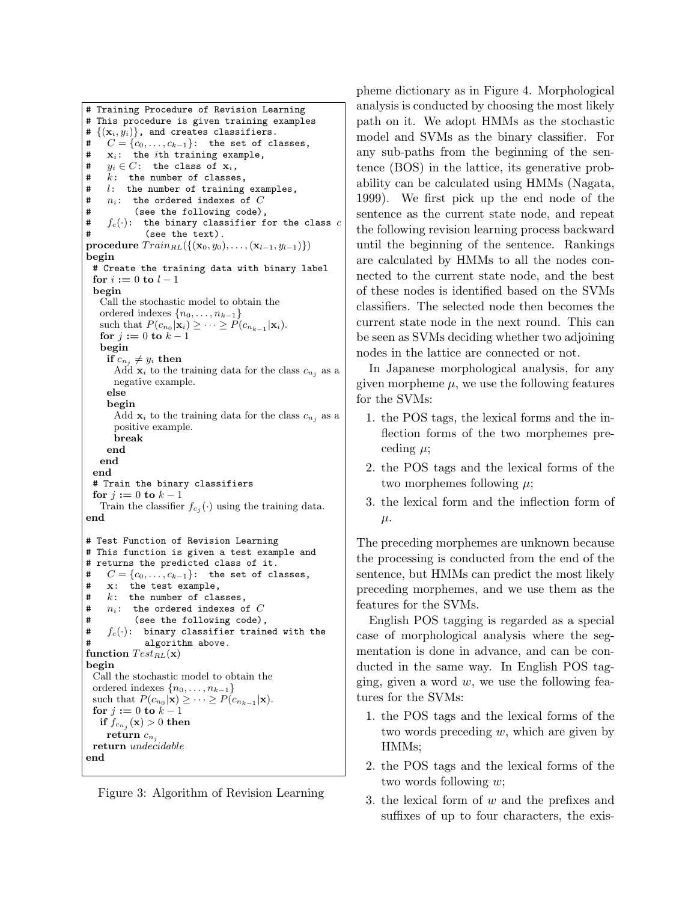```
# Training Procedure of Revision Learning
# This procedure is given training examples
# {(x_i, y_i)}, and creates classifiers.
#   C = {c_0, ..., c_{k-1}}:  the set of classes,
#   x_i:  the ith training example,
#   y_i ∈ C:  the class of x_i,
#   k:  the number of classes,
#   l:  the number of training examples,
#   n_i:  the ordered indexes of C
#         (see the following code),
#   f_c(·):  the binary classifier for the class c
#            (see the text).
procedure Train_RL({(x_0, y_0), ..., (x_{l-1}, y_{l-1})})
begin
  # Create the training data with binary label
  for i := 0 to l - 1
  begin
    Call the stochastic model to obtain the
    ordered indexes {n_0, ..., n_{k-1}}
    such that P(c_{n_0}|x_i) ≥ ··· ≥ P(c_{n_{k-1}}|x_i).
    for j := 0 to k - 1
    begin
      if c_{n_j} ≠ y_i then
        Add x_i to the training data for the class c_{n_j} as a
        negative example.
      else
      begin
        Add x_i to the training data for the class c_{n_j} as a
        positive example.
        break
      end
    end
  end
  # Train the binary classifiers
  for j := 0 to k - 1
    Train the classifier f_{c_j}(·) using the training data.
end

# Test Function of Revision Learning
# This function is given a test example and
# returns the predicted class of it.
#   C = {c_0, ..., c_{k-1}}:  the set of classes,
#   x:  the test example,
#   k:  the number of classes,
#   n_i:  the ordered indexes of C
#         (see the following code),
#   f_c(·):  binary classifier trained with the
#            algorithm above.
function Test_RL(x)
begin
  Call the stochastic model to obtain the
  ordered indexes {n_0, ..., n_{k-1}}
  such that P(c_{n_0}|x) ≥ ··· ≥ P(c_{n_{k-1}}|x).
  for j := 0 to k - 1
    if f_{c_{n_j}}(x) > 0 then
      return c_{n_j}
  return undecidable
end
```

Figure 3: Algorithm of Revision Learning

pheme dictionary as in Figure 4. Morphological analysis is conducted by choosing the most likely path on it. We adopt HMMs as the stochastic model and SVMs as the binary classifier. For any sub-paths from the beginning of the sentence (BOS) in the lattice, its generative probability can be calculated using HMMs (Nagata, 1999). We first pick up the end node of the sentence as the current state node, and repeat the following revision learning process backward until the beginning of the sentence. Rankings are calculated by HMMs to all the nodes connected to the current state node, and the best of these nodes is identified based on the SVMs classifiers. The selected node then becomes the current state node in the next round. This can be seen as SVMs deciding whether two adjoining nodes in the lattice are connected or not.

In Japanese morphological analysis, for any given morpheme $\mu$, we use the following features for the SVMs:

1. the POS tags, the lexical forms and the inflection forms of the two morphemes preceding $\mu$;
2. the POS tags and the lexical forms of the two morphemes following $\mu$;
3. the lexical form and the inflection form of $\mu$.

The preceding morphemes are unknown because the processing is conducted from the end of the sentence, but HMMs can predict the most likely preceding morphemes, and we use them as the features for the SVMs.

English POS tagging is regarded as a special case of morphological analysis where the segmentation is done in advance, and can be conducted in the same way. In English POS tagging, given a word $w$, we use the following features for the SVMs:

1. the POS tags and the lexical forms of the two words preceding $w$, which are given by HMMs;
2. the POS tags and the lexical forms of the two words following $w$;
3. the lexical form of $w$ and the prefixes and suffixes of up to four characters, the exis-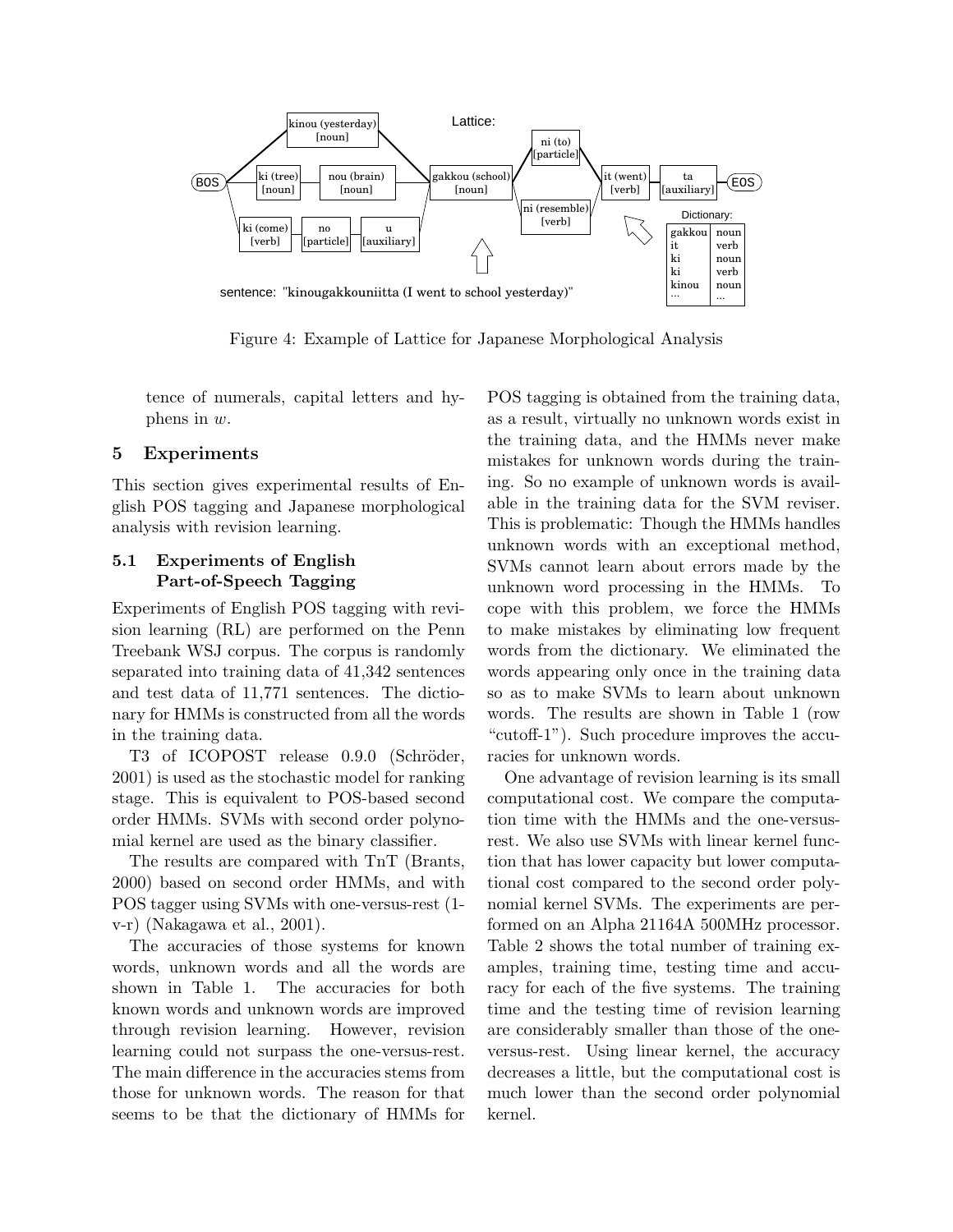Figure 4: Example of Lattice for Japanese Morphological Analysis

tence of numerals, capital letters and hyphens in $w$.

## 5 Experiments

This section gives experimental results of English POS tagging and Japanese morphological analysis with revision learning.

### 5.1 Experiments of English Part-of-Speech Tagging

Experiments of English POS tagging with revision learning (RL) are performed on the Penn Treebank WSJ corpus. The corpus is randomly separated into training data of 41,342 sentences and test data of 11,771 sentences. The dictionary for HMMs is constructed from all the words in the training data.

T3 of ICOPOST release 0.9.0 (Schröder, 2001) is used as the stochastic model for ranking stage. This is equivalent to POS-based second order HMMs. SVMs with second order polynomial kernel are used as the binary classifier.

The results are compared with TnT (Brants, 2000) based on second order HMMs, and with POS tagger using SVMs with one-versus-rest (1-v-r) (Nakagawa et al., 2001).

The accuracies of those systems for known words, unknown words and all the words are shown in Table 1. The accuracies for both known words and unknown words are improved through revision learning. However, revision learning could not surpass the one-versus-rest. The main difference in the accuracies stems from those for unknown words. The reason for that seems to be that the dictionary of HMMs for POS tagging is obtained from the training data, as a result, virtually no unknown words exist in the training data, and the HMMs never make mistakes for unknown words during the training. So no example of unknown words is available in the training data for the SVM reviser. This is problematic: Though the HMMs handles unknown words with an exceptional method, SVMs cannot learn about errors made by the unknown word processing in the HMMs. To cope with this problem, we force the HMMs to make mistakes by eliminating low frequent words from the dictionary. We eliminated the words appearing only once in the training data so as to make SVMs to learn about unknown words. The results are shown in Table 1 (row "cutoff-1"). Such procedure improves the accuracies for unknown words.

One advantage of revision learning is its small computational cost. We compare the computation time with the HMMs and the one-versus-rest. We also use SVMs with linear kernel function that has lower capacity but lower computational cost compared to the second order polynomial kernel SVMs. The experiments are performed on an Alpha 21164A 500MHz processor. Table 2 shows the total number of training examples, training time, testing time and accuracy for each of the five systems. The training time and the testing time of revision learning are considerably smaller than those of the one-versus-rest. Using linear kernel, the accuracy decreases a little, but the computational cost is much lower than the second order polynomial kernel.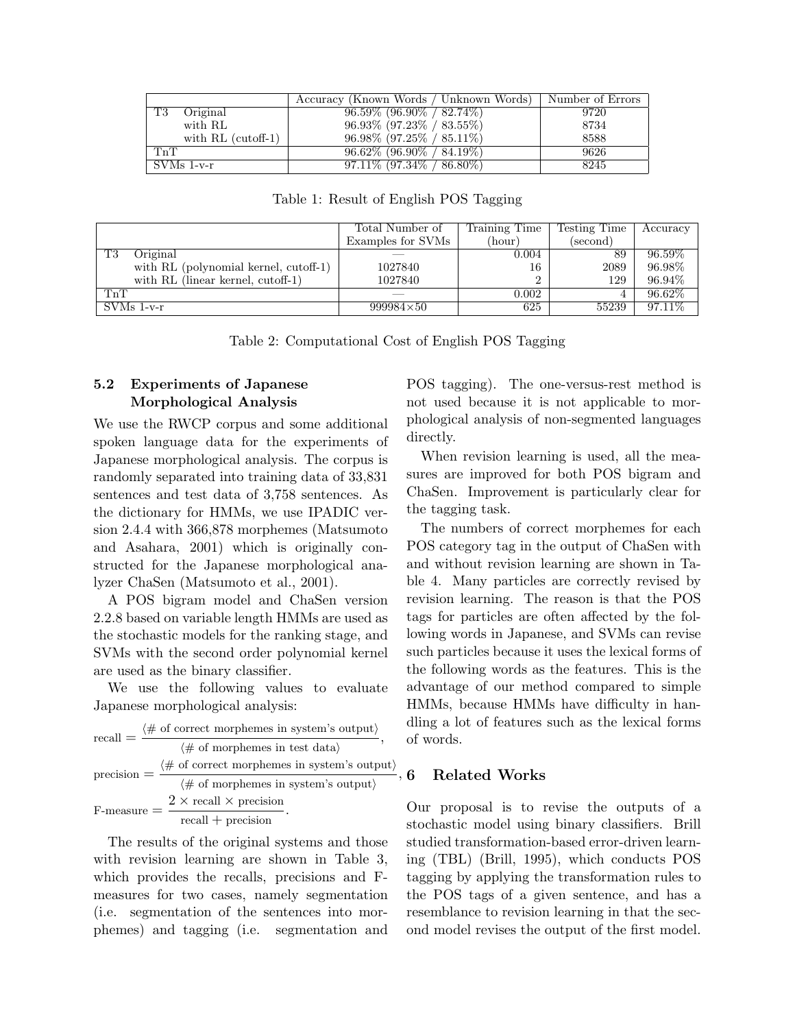| | Accuracy (Known Words / Unknown Words) | Number of Errors |
|---|---|---|
| T3 Original | 96.59% (96.90% / 82.74%) | 9720 |
| with RL | 96.93% (97.23% / 83.55%) | 8734 |
| with RL (cutoff-1) | 96.98% (97.25% / 85.11%) | 8588 |
| TnT | 96.62% (96.90% / 84.19%) | 9626 |
| SVMs 1-v-r | 97.11% (97.34% / 86.80%) | 8245 |

Table 1: Result of English POS Tagging

| | Total Number of Examples for SVMs | Training Time (hour) | Testing Time (second) | Accuracy |
|---|---|---|---|---|
| T3 Original | — | 0.004 | 89 | 96.59% |
| with RL (polynomial kernel, cutoff-1) | 1027840 | 16 | 2089 | 96.98% |
| with RL (linear kernel, cutoff-1) | 1027840 | 2 | 129 | 96.94% |
| TnT | — | 0.002 | 4 | 96.62% |
| SVMs 1-v-r | 999984×50 | 625 | 55239 | 97.11% |

Table 2: Computational Cost of English POS Tagging

### 5.2 Experiments of Japanese Morphological Analysis

We use the RWCP corpus and some additional spoken language data for the experiments of Japanese morphological analysis. The corpus is randomly separated into training data of 33,831 sentences and test data of 3,758 sentences. As the dictionary for HMMs, we use IPADIC version 2.4.4 with 366,878 morphemes (Matsumoto and Asahara, 2001) which is originally constructed for the Japanese morphological analyzer ChaSen (Matsumoto et al., 2001).

A POS bigram model and ChaSen version 2.2.8 based on variable length HMMs are used as the stochastic models for the ranking stage, and SVMs with the second order polynomial kernel are used as the binary classifier.

We use the following values to evaluate Japanese morphological analysis:

$$\text{recall} = \frac{\langle \text{\# of correct morphemes in system's output} \rangle}{\langle \text{\# of morphemes in test data} \rangle},$$

$$\text{precision} = \frac{\langle \text{\# of correct morphemes in system's output} \rangle}{\langle \text{\# of morphemes in system's output} \rangle},$$

$$\text{F-measure} = \frac{2 \times \text{recall} \times \text{precision}}{\text{recall} + \text{precision}}.$$

The results of the original systems and those with revision learning are shown in Table 3, which provides the recalls, precisions and F-measures for two cases, namely segmentation (i.e. segmentation of the sentences into morphemes) and tagging (i.e. segmentation and POS tagging). The one-versus-rest method is not used because it is not applicable to morphological analysis of non-segmented languages directly.

When revision learning is used, all the measures are improved for both POS bigram and ChaSen. Improvement is particularly clear for the tagging task.

The numbers of correct morphemes for each POS category tag in the output of ChaSen with and without revision learning are shown in Table 4. Many particles are correctly revised by revision learning. The reason is that the POS tags for particles are often affected by the following words in Japanese, and SVMs can revise such particles because it uses the lexical forms of the following words as the features. This is the advantage of our method compared to simple HMMs, because HMMs have difficulty in handling a lot of features such as the lexical forms of words.

## 6 Related Works

Our proposal is to revise the outputs of a stochastic model using binary classifiers. Brill studied transformation-based error-driven learning (TBL) (Brill, 1995), which conducts POS tagging by applying the transformation rules to the POS tags of a given sentence, and has a resemblance to revision learning in that the second model revises the output of the first model.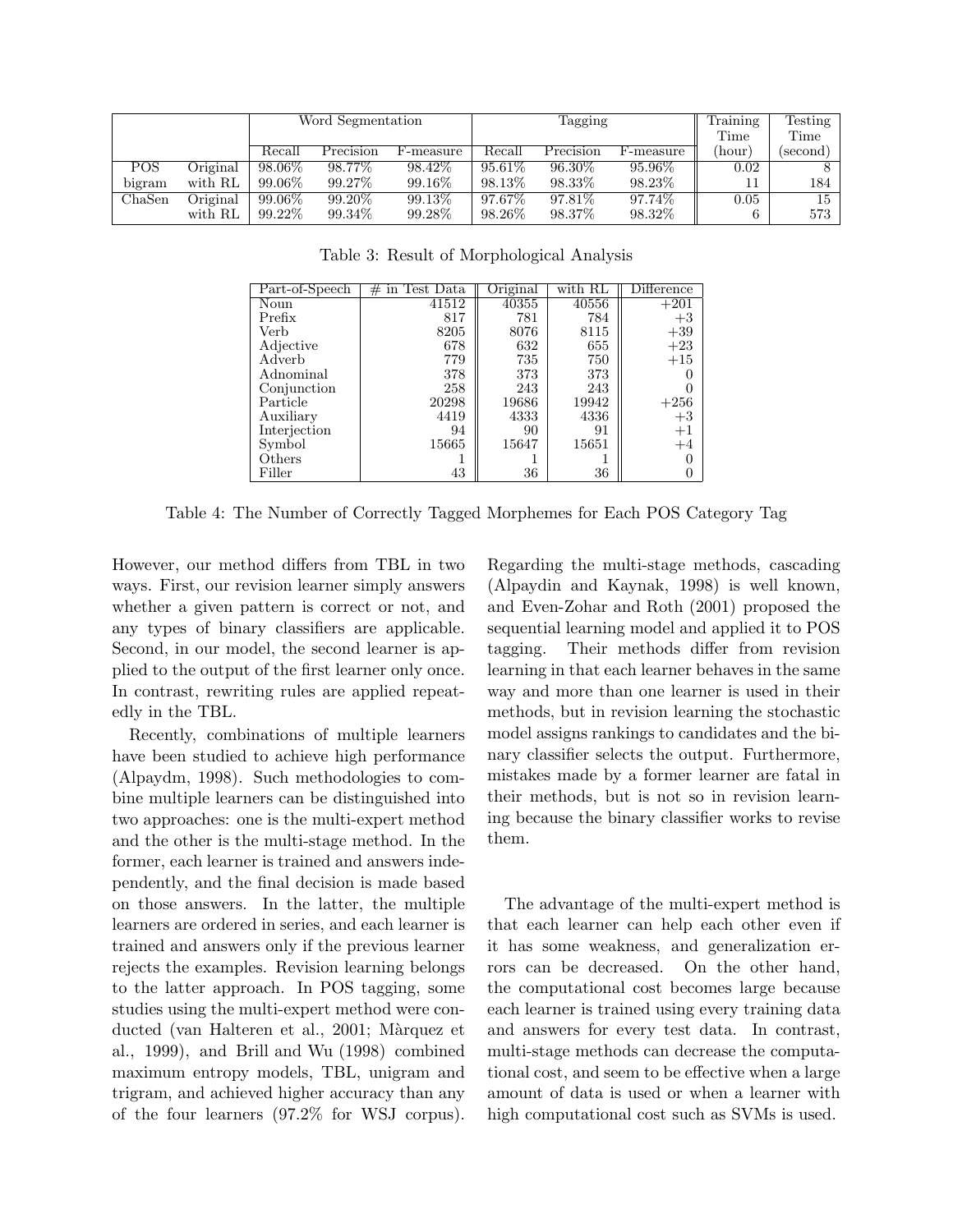| | | Word Segmentation | | | Tagging | | | Training Time | Testing Time |
|---|---|---|---|---|---|---|---|---|---|
| | | Recall | Precision | F-measure | Recall | Precision | F-measure | (hour) | (second) |
| POS bigram | Original | 98.06% | 98.77% | 98.42% | 95.61% | 96.30% | 95.96% | 0.02 | 8 |
| | with RL | 99.06% | 99.27% | 99.16% | 98.13% | 98.33% | 98.23% | 11 | 184 |
| ChaSen | Original | 99.06% | 99.20% | 99.13% | 97.67% | 97.81% | 97.74% | 0.05 | 15 |
| | with RL | 99.22% | 99.34% | 99.28% | 98.26% | 98.37% | 98.32% | 6 | 573 |

Table 3: Result of Morphological Analysis

| Part-of-Speech | # in Test Data | Original | with RL | Difference |
|---|---|---|---|---|
| Noun | 41512 | 40355 | 40556 | +201 |
| Prefix | 817 | 781 | 784 | +3 |
| Verb | 8205 | 8076 | 8115 | +39 |
| Adjective | 678 | 632 | 655 | +23 |
| Adverb | 779 | 735 | 750 | +15 |
| Adnominal | 378 | 373 | 373 | 0 |
| Conjunction | 258 | 243 | 243 | 0 |
| Particle | 20298 | 19686 | 19942 | +256 |
| Auxiliary | 4419 | 4333 | 4336 | +3 |
| Interjection | 94 | 90 | 91 | +1 |
| Symbol | 15665 | 15647 | 15651 | +4 |
| Others | 1 | 1 | 1 | 0 |
| Filler | 43 | 36 | 36 | 0 |

Table 4: The Number of Correctly Tagged Morphemes for Each POS Category Tag

However, our method differs from TBL in two ways. First, our revision learner simply answers whether a given pattern is correct or not, and any types of binary classifiers are applicable. Second, in our model, the second learner is applied to the output of the first learner only once. In contrast, rewriting rules are applied repeatedly in the TBL.

Recently, combinations of multiple learners have been studied to achieve high performance (Alpaydm, 1998). Such methodologies to combine multiple learners can be distinguished into two approaches: one is the multi-expert method and the other is the multi-stage method. In the former, each learner is trained and answers independently, and the final decision is made based on those answers. In the latter, the multiple learners are ordered in series, and each learner is trained and answers only if the previous learner rejects the examples. Revision learning belongs to the latter approach. In POS tagging, some studies using the multi-expert method were conducted (van Halteren et al., 2001; Màrquez et al., 1999), and Brill and Wu (1998) combined maximum entropy models, TBL, unigram and trigram, and achieved higher accuracy than any of the four learners (97.2% for WSJ corpus).

Regarding the multi-stage methods, cascading (Alpaydin and Kaynak, 1998) is well known, and Even-Zohar and Roth (2001) proposed the sequential learning model and applied it to POS tagging. Their methods differ from revision learning in that each learner behaves in the same way and more than one learner is used in their methods, but in revision learning the stochastic model assigns rankings to candidates and the binary classifier selects the output. Furthermore, mistakes made by a former learner are fatal in their methods, but is not so in revision learning because the binary classifier works to revise them.

The advantage of the multi-expert method is that each learner can help each other even if it has some weakness, and generalization errors can be decreased. On the other hand, the computational cost becomes large because each learner is trained using every training data and answers for every test data. In contrast, multi-stage methods can decrease the computational cost, and seem to be effective when a large amount of data is used or when a learner with high computational cost such as SVMs is used.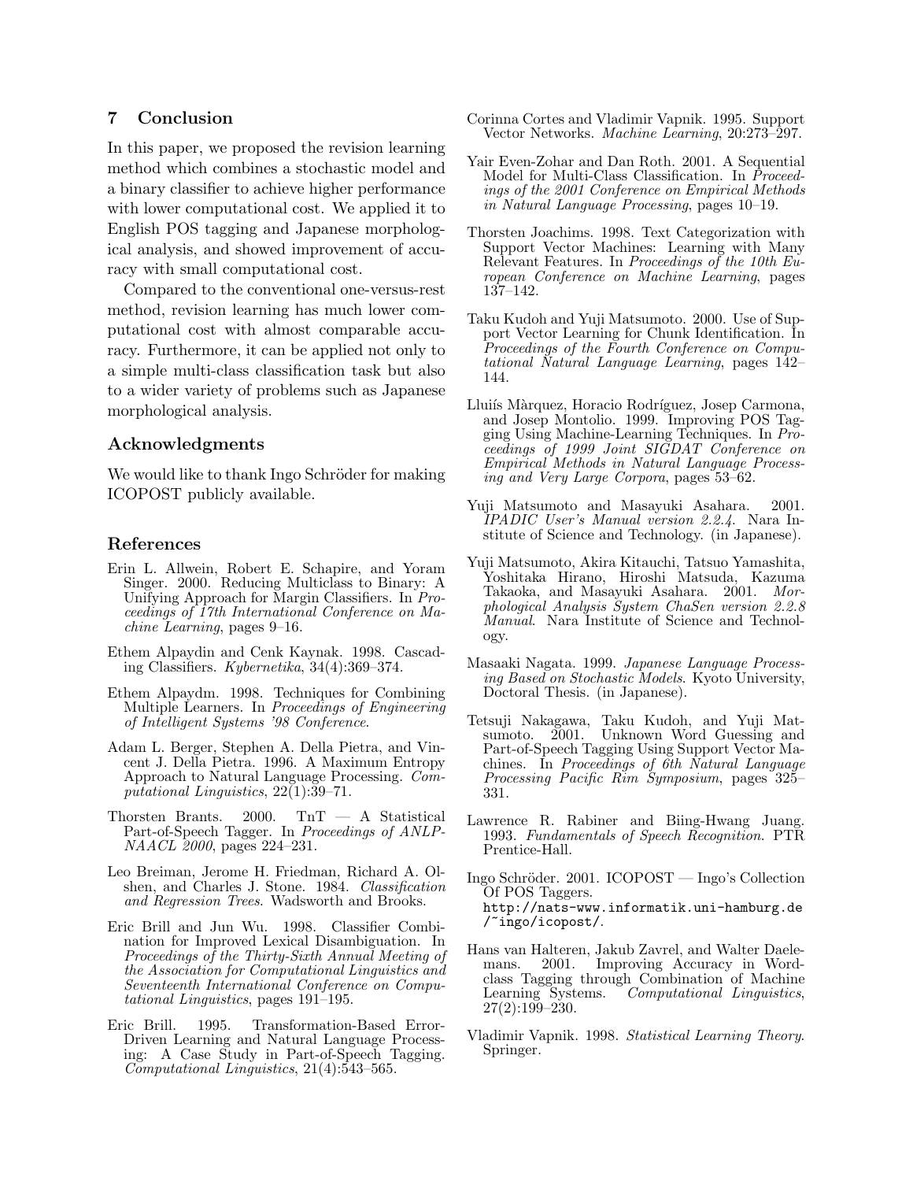## 7 Conclusion

In this paper, we proposed the revision learning method which combines a stochastic model and a binary classifier to achieve higher performance with lower computational cost. We applied it to English POS tagging and Japanese morphological analysis, and showed improvement of accuracy with small computational cost.

Compared to the conventional one-versus-rest method, revision learning has much lower computational cost with almost comparable accuracy. Furthermore, it can be applied not only to a simple multi-class classification task but also to a wider variety of problems such as Japanese morphological analysis.

### Acknowledgments

We would like to thank Ingo Schröder for making ICOPOST publicly available.

### References

Erin L. Allwein, Robert E. Schapire, and Yoram Singer. 2000. Reducing Multiclass to Binary: A Unifying Approach for Margin Classifiers. In *Proceedings of 17th International Conference on Machine Learning*, pages 9–16.

Ethem Alpaydin and Cenk Kaynak. 1998. Cascading Classifiers. *Kybernetika*, 34(4):369–374.

Ethem Alpaydm. 1998. Techniques for Combining Multiple Learners. In *Proceedings of Engineering of Intelligent Systems '98 Conference*.

Adam L. Berger, Stephen A. Della Pietra, and Vincent J. Della Pietra. 1996. A Maximum Entropy Approach to Natural Language Processing. *Computational Linguistics*, 22(1):39–71.

Thorsten Brants. 2000. TnT — A Statistical Part-of-Speech Tagger. In *Proceedings of ANLP-NAACL 2000*, pages 224–231.

Leo Breiman, Jerome H. Friedman, Richard A. Olshen, and Charles J. Stone. 1984. *Classification and Regression Trees*. Wadsworth and Brooks.

Eric Brill and Jun Wu. 1998. Classifier Combination for Improved Lexical Disambiguation. In *Proceedings of the Thirty-Sixth Annual Meeting of the Association for Computational Linguistics and Seventeenth International Conference on Computational Linguistics*, pages 191–195.

Eric Brill. 1995. Transformation-Based Error-Driven Learning and Natural Language Processing: A Case Study in Part-of-Speech Tagging. *Computational Linguistics*, 21(4):543–565.

Corinna Cortes and Vladimir Vapnik. 1995. Support Vector Networks. *Machine Learning*, 20:273–297.

Yair Even-Zohar and Dan Roth. 2001. A Sequential Model for Multi-Class Classification. In *Proceedings of the 2001 Conference on Empirical Methods in Natural Language Processing*, pages 10–19.

Thorsten Joachims. 1998. Text Categorization with Support Vector Machines: Learning with Many Relevant Features. In *Proceedings of the 10th European Conference on Machine Learning*, pages 137–142.

Taku Kudoh and Yuji Matsumoto. 2000. Use of Support Vector Learning for Chunk Identification. In *Proceedings of the Fourth Conference on Computational Natural Language Learning*, pages 142–144.

Lluís Màrquez, Horacio Rodríguez, Josep Carmona, and Josep Montolio. 1999. Improving POS Tagging Using Machine-Learning Techniques. In *Proceedings of 1999 Joint SIGDAT Conference on Empirical Methods in Natural Language Processing and Very Large Corpora*, pages 53–62.

Yuji Matsumoto and Masayuki Asahara. 2001. *IPADIC User's Manual version 2.2.4*. Nara Institute of Science and Technology. (in Japanese).

Yuji Matsumoto, Akira Kitauchi, Tatsuo Yamashita, Yoshitaka Hirano, Hiroshi Matsuda, Kazuma Takaoka, and Masayuki Asahara. 2001. *Morphological Analysis System ChaSen version 2.2.8 Manual*. Nara Institute of Science and Technology.

Masaaki Nagata. 1999. *Japanese Language Processing Based on Stochastic Models*. Kyoto University, Doctoral Thesis. (in Japanese).

Tetsuji Nakagawa, Taku Kudoh, and Yuji Matsumoto. 2001. Unknown Word Guessing and Part-of-Speech Tagging Using Support Vector Machines. In *Proceedings of 6th Natural Language Processing Pacific Rim Symposium*, pages 325–331.

Lawrence R. Rabiner and Biing-Hwang Juang. 1993. *Fundamentals of Speech Recognition*. PTR Prentice-Hall.

Ingo Schröder. 2001. ICOPOST — Ingo's Collection Of POS Taggers. `http://nats-www.informatik.uni-hamburg.de/~ingo/icopost/`.

Hans van Halteren, Jakub Zavrel, and Walter Daelemans. 2001. Improving Accuracy in Wordclass Tagging through Combination of Machine Learning Systems. *Computational Linguistics*, 27(2):199–230.

Vladimir Vapnik. 1998. *Statistical Learning Theory*. Springer.